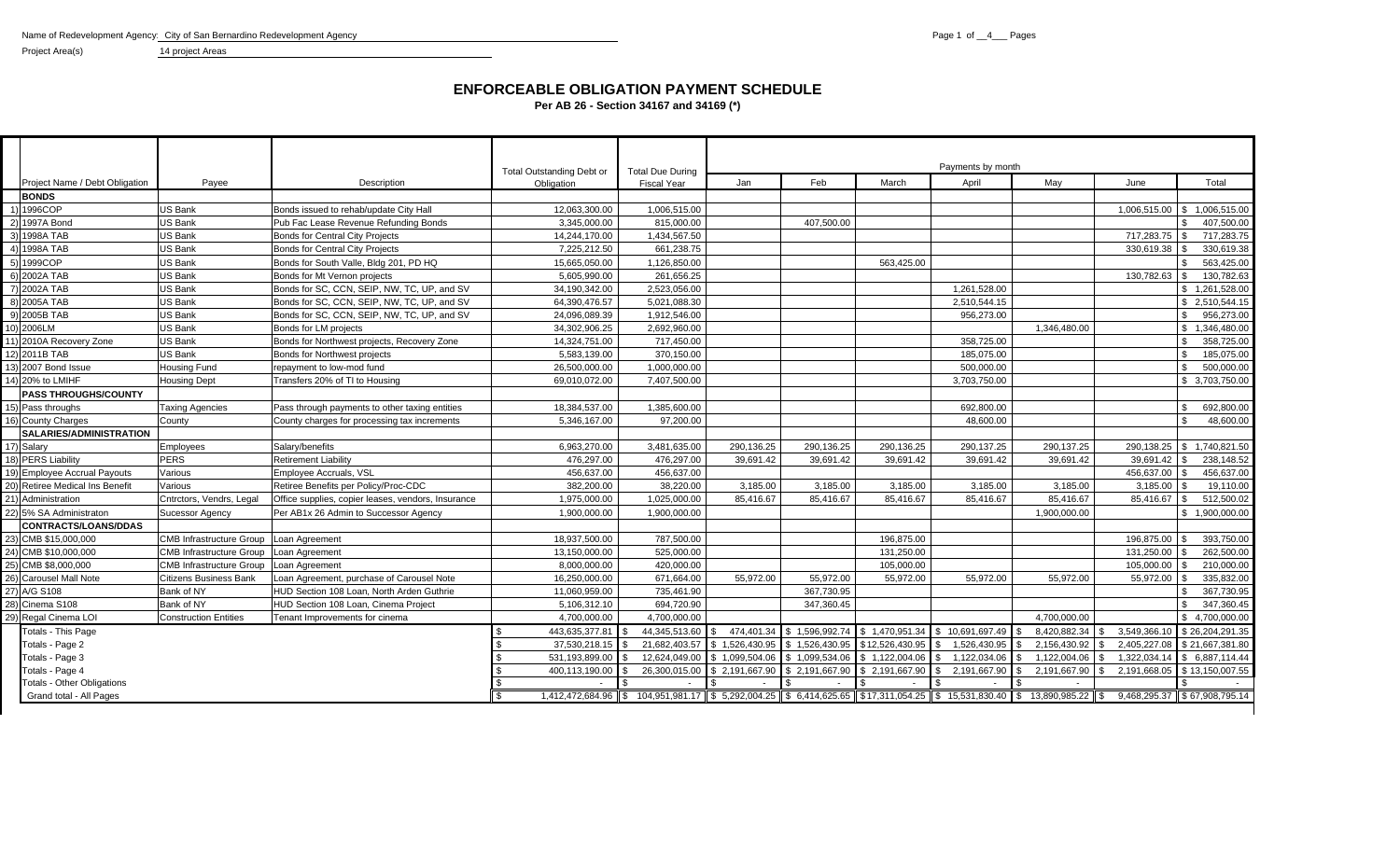Name of Redevelopment Agency: City of San Bernardino Redevelopment Agency

Project Area(s) 14 project Areas

# ENFORCEABLE OBLIGATION PAYMENT SCHEDULE

**Per AB 26 - Section 34167 and 34169 (*)**

| | Project Name / Debt Obligation | Payee | Description | Total Outstanding Debt or Obligation | Total Due During Fiscal Year | Payments by month | | | | | | |
|---|---|---|---|---|---|---|---|---|---|---|---|---|
| | | | | | | Jan | Feb | March | April | May | June | Total |
| | **BONDS** | | | | | | | | | | | |
| 1) | 1996COP | US Bank | Bonds issued to rehab/update City Hall | 12,063,300.00 | 1,006,515.00 | | | | | | 1,006,515.00 | $ 1,006,515.00 |
| 2) | 1997A Bond | US Bank | Pub Fac Lease Revenue Refunding Bonds | 3,345,000.00 | 815,000.00 | | 407,500.00 | | | | | $ 407,500.00 |
| 3) | 1998A TAB | US Bank | Bonds for Central City Projects | 14,244,170.00 | 1,434,567.50 | | | | | | 717,283.75 | $ 717,283.75 |
| 4) | 1998A TAB | US Bank | Bonds for Central City Projects | 7,225,212.50 | 661,238.75 | | | | | | 330,619.38 | $ 330,619.38 |
| 5) | 1999COP | US Bank | Bonds for South Valle, Bldg 201, PD HQ | 15,665,050.00 | 1,126,850.00 | | | 563,425.00 | | | | $ 563,425.00 |
| 6) | 2002A TAB | US Bank | Bonds for Mt Vernon projects | 5,605,990.00 | 261,656.25 | | | | | | 130,782.63 | $ 130,782.63 |
| 7) | 2002A TAB | US Bank | Bonds for SC, CCN, SEIP, NW, TC, UP, and SV | 34,190,342.00 | 2,523,056.00 | | | | 1,261,528.00 | | | $ 1,261,528.00 |
| 8) | 2005A TAB | US Bank | Bonds for SC, CCN, SEIP, NW, TC, UP, and SV | 64,390,476.57 | 5,021,088.30 | | | | 2,510,544.15 | | | $ 2,510,544.15 |
| 9) | 2005B TAB | US Bank | Bonds for SC, CCN, SEIP, NW, TC, UP, and SV | 24,096,089.39 | 1,912,546.00 | | | | 956,273.00 | | | $ 956,273.00 |
| 10) | 2006LM | US Bank | Bonds for LM projects | 34,302,906.25 | 2,692,960.00 | | | | | 1,346,480.00 | | $ 1,346,480.00 |
| 11) | 2010A Recovery Zone | US Bank | Bonds for Northwest projects, Recovery Zone | 14,324,751.00 | 717,450.00 | | | | 358,725.00 | | | $ 358,725.00 |
| 12) | 2011B TAB | US Bank | Bonds for Northwest projects | 5,583,139.00 | 370,150.00 | | | | 185,075.00 | | | $ 185,075.00 |
| 13) | 2007 Bond Issue | Housing Fund | repayment to low-mod fund | 26,500,000.00 | 1,000,000.00 | | | | 500,000.00 | | | $ 500,000.00 |
| 14) | 20% to LMIHF | Housing Dept | Transfers 20% of TI to Housing | 69,010,072.00 | 7,407,500.00 | | | | 3,703,750.00 | | | $ 3,703,750.00 |
| | **PASS THROUGHS/COUNTY** | | | | | | | | | | | |
| 15) | Pass throughs | Taxing Agencies | Pass through payments to other taxing entities | 18,384,537.00 | 1,385,600.00 | | | | 692,800.00 | | | $ 692,800.00 |
| 16) | County Charges | County | County charges for processing tax increments | 5,346,167.00 | 97,200.00 | | | | 48,600.00 | | | $ 48,600.00 |
| | **SALARIES/ADMINISTRATION** | | | | | | | | | | | |
| 17) | Salary | Employees | Salary/benefits | 6,963,270.00 | 3,481,635.00 | 290,136.25 | 290,136.25 | 290,136.25 | 290,137.25 | 290,137.25 | 290,138.25 | $ 1,740,821.50 |
| 18) | PERS Liability | PERS | Retirement Liability | 476,297.00 | 476,297.00 | 39,691.42 | 39,691.42 | 39,691.42 | 39,691.42 | 39,691.42 | 39,691.42 | $ 238,148.52 |
| 19) | Employee Accrual Payouts | Various | Employee Accruals, VSL | 456,637.00 | 456,637.00 | | | | | | 456,637.00 | $ 456,637.00 |
| 20) | Retiree Medical Ins Benefit | Various | Retiree Benefits per Policy/Proc-CDC | 382,200.00 | 38,220.00 | 3,185.00 | 3,185.00 | 3,185.00 | 3,185.00 | 3,185.00 | 3,185.00 | $ 19,110.00 |
| 21) | Administration | Cntrctors, Vendrs, Legal | Office supplies, copier leases, vendors, Insurance | 1,975,000.00 | 1,025,000.00 | 85,416.67 | 85,416.67 | 85,416.67 | 85,416.67 | 85,416.67 | 85,416.67 | $ 512,500.02 |
| 22) | 5% SA Administraton | Sucessor Agency | Per AB1x 26 Admin to Successor Agency | 1,900,000.00 | 1,900,000.00 | | | | | 1,900,000.00 | | $ 1,900,000.00 |
| | **CONTRACTS/LOANS/DDAS** | | | | | | | | | | | |
| 23) | CMB $15,000,000 | CMB Infrastructure Group | Loan Agreement | 18,937,500.00 | 787,500.00 | | | 196,875.00 | | | 196,875.00 | $ 393,750.00 |
| 24) | CMB $10,000,000 | CMB Infrastructure Group | Loan Agreement | 13,150,000.00 | 525,000.00 | | | 131,250.00 | | | 131,250.00 | $ 262,500.00 |
| 25) | CMB $8,000,000 | CMB Infrastructure Group | Loan Agreement | 8,000,000.00 | 420,000.00 | | | 105,000.00 | | | 105,000.00 | $ 210,000.00 |
| 26) | Carousel Mall Note | Citizens Business Bank | Loan Agreement, purchase of Carousel Note | 16,250,000.00 | 671,664.00 | 55,972.00 | 55,972.00 | 55,972.00 | 55,972.00 | 55,972.00 | 55,972.00 | $ 335,832.00 |
| 27) | A/G S108 | Bank of NY | HUD Section 108 Loan, North Arden Guthrie | 11,060,959.00 | 735,461.90 | | 367,730.95 | | | | | $ 367,730.95 |
| 28) | Cinema S108 | Bank of NY | HUD Section 108 Loan, Cinema Project | 5,106,312.10 | 694,720.90 | | 347,360.45 | | | | | $ 347,360.45 |
| 29) | Regal Cinema LOI | Construction Entities | Tenant Improvements for cinema | 4,700,000.00 | 4,700,000.00 | | | | | 4,700,000.00 | | $ 4,700,000.00 |
| | Totals - This Page | | | $ 443,635,377.81 | $ 44,345,513.60 | $ 474,401.34 | $ 1,596,992.74 | $ 1,470,951.34 | $ 10,691,697.49 | $ 8,420,882.34 | $ 3,549,366.10 | $ 26,204,291.35 |
| | Totals - Page 2 | | | $ 37,530,218.15 | $ 21,682,403.57 | $ 1,526,430.95 | $ 1,526,430.95 | $12,526,430.95 | $ 1,526,430.95 | $ 2,156,430.92 | $ 2,405,227.08 | $ 21,667,381.80 |
| | Totals - Page 3 | | | $ 531,193,899.00 | $ 12,624,049.00 | $ 1,099,504.06 | $ 1,099,534.06 | $ 1,122,004.06 | $ 1,122,034.06 | $ 1,122,004.06 | $ 1,322,034.14 | $ 6,887,114.44 |
| | Totals - Page 4 | | | $ 400,113,190.00 | $ 26,300,015.00 | $ 2,191,667.90 | $ 2,191,667.90 | $ 2,191,667.90 | $ 2,191,667.90 | $ 2,191,667.90 | $ 2,191,668.05 | $ 13,150,007.55 |
| | Totals - Other Obligations | | | $ - | $ - | $ - | $ - | $ - | $ - | $ - | | $ - |
| | Grand total - All Pages | | | $ 1,412,472,684.96 | $ 104,951,981.17 | $ 5,292,004.25 | $ 6,414,625.65 | $17,311,054.25 | $ 15,531,830.40 | $ 13,890,985.22 | $ 9,468,295.37 | $ 67,908,795.14 |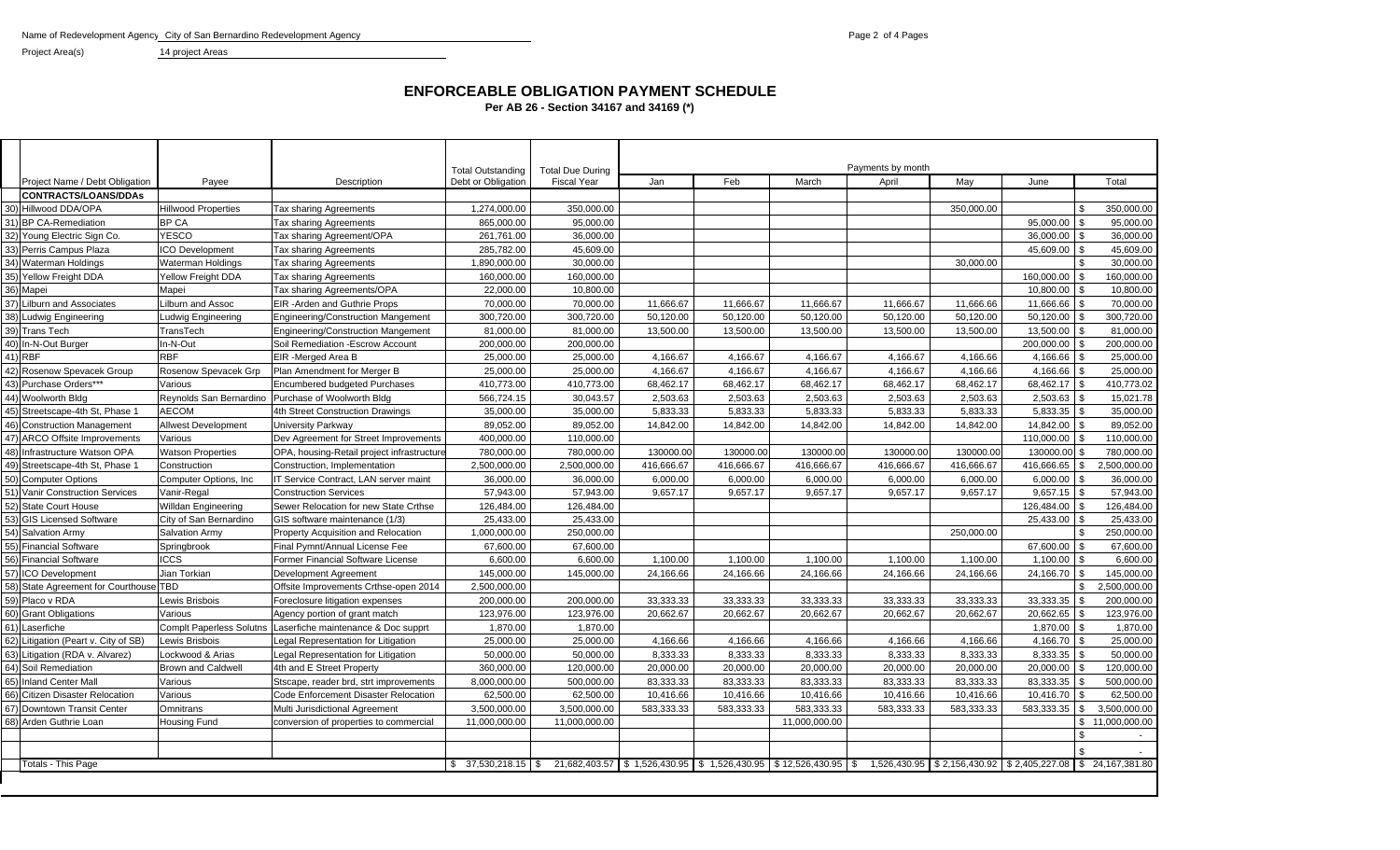Name of Redevelopment Agency City of San Bernardino Redevelopment Agency

Project Area(s) 14 project Areas

# ENFORCEABLE OBLIGATION PAYMENT SCHEDULE

**Per AB 26 - Section 34167 and 34169 (*)**

| | Project Name / Debt Obligation | Payee | Description | Total Outstanding Debt or Obligation | Total Due During Fiscal Year | Jan | Feb | March | April | May | June | Total |
|---|---|---|---|---|---|---|---|---|---|---|---|---|
| | **CONTRACTS/LOANS/DDAs** | | | | | | | | | | | |
| 30) | Hillwood DDA/OPA | Hillwood Properties | Tax sharing Agreements | 1,274,000.00 | 350,000.00 | | | | | 350,000.00 | | $ 350,000.00 |
| 31) | BP CA-Remediation | BP CA | Tax sharing Agreements | 865,000.00 | 95,000.00 | | | | | | 95,000.00 | $ 95,000.00 |
| 32) | Young Electric Sign Co. | YESCO | Tax sharing Agreement/OPA | 261,761.00 | 36,000.00 | | | | | | 36,000.00 | $ 36,000.00 |
| 33) | Perris Campus Plaza | ICO Development | Tax sharing Agreements | 285,782.00 | 45,609.00 | | | | | | 45,609.00 | $ 45,609.00 |
| 34) | Waterman Holdings | Waterman Holdings | Tax sharing Agreements | 1,890,000.00 | 30,000.00 | | | | | 30,000.00 | | $ 30,000.00 |
| 35) | Yellow Freight DDA | Yellow Freight DDA | Tax sharing Agreements | 160,000.00 | 160,000.00 | | | | | | 160,000.00 | $ 160,000.00 |
| 36) | Mapei | Mapei | Tax sharing Agreements/OPA | 22,000.00 | 10,800.00 | | | | | | 10,800.00 | $ 10,800.00 |
| 37) | Lilburn and Associates | Lilburn and Assoc | EIR -Arden and Guthrie Props | 70,000.00 | 70,000.00 | 11,666.67 | 11,666.67 | 11,666.67 | 11,666.67 | 11,666.66 | 11,666.66 | $ 70,000.00 |
| 38) | Ludwig Engineering | Ludwig Engineering | Engineering/Construction Mangement | 300,720.00 | 300,720.00 | 50,120.00 | 50,120.00 | 50,120.00 | 50,120.00 | 50,120.00 | 50,120.00 | $ 300,720.00 |
| 39) | Trans Tech | TransTech | Engineering/Construction Mangement | 81,000.00 | 81,000.00 | 13,500.00 | 13,500.00 | 13,500.00 | 13,500.00 | 13,500.00 | 13,500.00 | $ 81,000.00 |
| 40) | In-N-Out Burger | In-N-Out | Soil Remediation -Escrow Account | 200,000.00 | 200,000.00 | | | | | | 200,000.00 | $ 200,000.00 |
| 41) | RBF | RBF | EIR -Merged Area B | 25,000.00 | 25,000.00 | 4,166.67 | 4,166.67 | 4,166.67 | 4,166.67 | 4,166.66 | 4,166.66 | $ 25,000.00 |
| 42) | Rosenow Spevacek Group | Rosenow Spevacek Grp | Plan Amendment for Merger B | 25,000.00 | 25,000.00 | 4,166.67 | 4,166.67 | 4,166.67 | 4,166.67 | 4,166.66 | 4,166.66 | $ 25,000.00 |
| 43) | Purchase Orders*** | Various | Encumbered budgeted Purchases | 410,773.00 | 410,773.00 | 68,462.17 | 68,462.17 | 68,462.17 | 68,462.17 | 68,462.17 | 68,462.17 | $ 410,773.02 |
| 44) | Woolworth Bldg | Reynolds San Bernardino | Purchase of Woolworth Bldg | 566,724.15 | 30,043.57 | 2,503.63 | 2,503.63 | 2,503.63 | 2,503.63 | 2,503.63 | 2,503.63 | $ 15,021.78 |
| 45) | Streetscape-4th St, Phase 1 | AECOM | 4th Street Construction Drawings | 35,000.00 | 35,000.00 | 5,833.33 | 5,833.33 | 5,833.33 | 5,833.33 | 5,833.33 | 5,833.35 | $ 35,000.00 |
| 46) | Construction Management | Allwest Development | University Parkway | 89,052.00 | 89,052.00 | 14,842.00 | 14,842.00 | 14,842.00 | 14,842.00 | 14,842.00 | 14,842.00 | $ 89,052.00 |
| 47) | ARCO Offsite Improvements | Various | Dev Agreement for Street Improvements | 400,000.00 | 110,000.00 | | | | | | 110,000.00 | $ 110,000.00 |
| 48) | Infrastructure Watson OPA | Watson Properties | OPA, housing-Retail project infrastructure | 780,000.00 | 780,000.00 | 130000.00 | 130000.00 | 130000.00 | 130000.00 | 130000.00 | 130000.00 | $ 780,000.00 |
| 49) | Streetscape-4th St, Phase 1 | Construction | Construction, Implementation | 2,500,000.00 | 2,500,000.00 | 416,666.67 | 416,666.67 | 416,666.67 | 416,666.67 | 416,666.67 | 416,666.65 | $ 2,500,000.00 |
| 50) | Computer Options | Computer Options, Inc | IT Service Contract, LAN server maint | 36,000.00 | 36,000.00 | 6,000.00 | 6,000.00 | 6,000.00 | 6,000.00 | 6,000.00 | 6,000.00 | $ 36,000.00 |
| 51) | Vanir Construction Services | Vanir-Regal | Construction Services | 57,943.00 | 57,943.00 | 9,657.17 | 9,657.17 | 9,657.17 | 9,657.17 | 9,657.17 | 9,657.15 | $ 57,943.00 |
| 52) | State Court House | Willdan Engineering | Sewer Relocation for new State Crthse | 126,484.00 | 126,484.00 | | | | | | 126,484.00 | $ 126,484.00 |
| 53) | GIS Licensed Software | City of San Bernardino | GIS software maintenance (1/3) | 25,433.00 | 25,433.00 | | | | | | 25,433.00 | $ 25,433.00 |
| 54) | Salvation Army | Salvation Army | Property Acquisition and Relocation | 1,000,000.00 | 250,000.00 | | | | | 250,000.00 | | $ 250,000.00 |
| 55) | Financial Software | Springbrook | Final Pymnt/Annual License Fee | 67,600.00 | 67,600.00 | | | | | | 67,600.00 | $ 67,600.00 |
| 56) | Financial Software | ICCS | Former Financial Software License | 6,600.00 | 6,600.00 | 1,100.00 | 1,100.00 | 1,100.00 | 1,100.00 | 1,100.00 | 1,100.00 | $ 6,600.00 |
| 57) | ICO Development | Jian Torkian | Development Agreement | 145,000.00 | 145,000.00 | 24,166.66 | 24,166.66 | 24,166.66 | 24,166.66 | 24,166.66 | 24,166.70 | $ 145,000.00 |
| 58) | State Agreement for Courthouse | TBD | Offsite Improvements Crthse-open 2014 | 2,500,000.00 | | | | | | | | $ 2,500,000.00 |
| 59) | Placo v RDA | Lewis Brisbois | Foreclosure litigation expenses | 200,000.00 | 200,000.00 | 33,333.33 | 33,333.33 | 33,333.33 | 33,333.33 | 33,333.33 | 33,333.35 | $ 200,000.00 |
| 60) | Grant Obligations | Various | Agency portion of grant match | 123,976.00 | 123,976.00 | 20,662.67 | 20,662.67 | 20,662.67 | 20,662.67 | 20,662.67 | 20,662.65 | $ 123,976.00 |
| 61) | Laserfiche | Complt Paperless Solutns | Laserfiche maintenance & Doc supprt | 1,870.00 | 1,870.00 | | | | | | 1,870.00 | $ 1,870.00 |
| 62) | Litigation (Peart v. City of SB) | Lewis Brisbois | Legal Representation for Litigation | 25,000.00 | 25,000.00 | 4,166.66 | 4,166.66 | 4,166.66 | 4,166.66 | 4,166.66 | 4,166.70 | $ 25,000.00 |
| 63) | Litigation (RDA v. Alvarez) | Lockwood & Arias | Legal Representation for Litigation | 50,000.00 | 50,000.00 | 8,333.33 | 8,333.33 | 8,333.33 | 8,333.33 | 8,333.33 | 8,333.35 | $ 50,000.00 |
| 64) | Soil Remediation | Brown and Caldwell | 4th and E Street Property | 360,000.00 | 120,000.00 | 20,000.00 | 20,000.00 | 20,000.00 | 20,000.00 | 20,000.00 | 20,000.00 | $ 120,000.00 |
| 65) | Inland Center Mall | Various | Stscape, reader brd, strt improvements | 8,000,000.00 | 500,000.00 | 83,333.33 | 83,333.33 | 83,333.33 | 83,333.33 | 83,333.33 | 83,333.35 | $ 500,000.00 |
| 66) | Citizen Disaster Relocation | Various | Code Enforcement Disaster Relocation | 62,500.00 | 62,500.00 | 10,416.66 | 10,416.66 | 10,416.66 | 10,416.66 | 10,416.66 | 10,416.70 | $ 62,500.00 |
| 67) | Downtown Transit Center | Omnitrans | Multi Jurisdictional Agreement | 3,500,000.00 | 3,500,000.00 | 583,333.33 | 583,333.33 | 583,333.33 | 583,333.33 | 583,333.33 | 583,333.35 | $ 3,500,000.00 |
| 68) | Arden Guthrie Loan | Housing Fund | conversion of properties to commercial | 11,000,000.00 | 11,000,000.00 | | | 11,000,000.00 | | | | $ 11,000,000.00 |
| | | | | | | | | | | | | $ - |
| | | | | | | | | | | | | $ - |
| | Totals - This Page | | | $ 37,530,218.15 | $ 21,682,403.57 | $ 1,526,430.95 | $ 1,526,430.95 | $ 12,526,430.95 | $ 1,526,430.95 | $ 2,156,430.92 | $ 2,405,227.08 | $ 24,167,381.80 |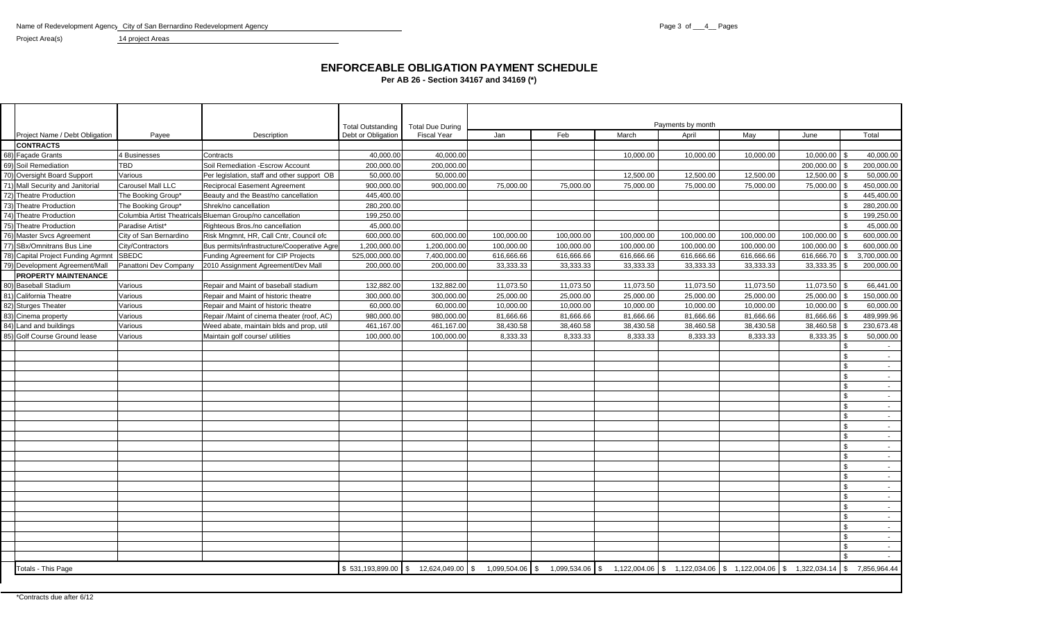Name of Redevelopment Agency City of San Bernardino Redevelopment Agency

Project Area(s) 14 project Areas

# ENFORCEABLE OBLIGATION PAYMENT SCHEDULE

**Per AB 26 - Section 34167 and 34169 (*)**

| | Project Name / Debt Obligation | Payee | Description | Total Outstanding Debt or Obligation | Total Due During Fiscal Year | Payments by month Jan | Feb | March | April | May | June | Total |
|---|---|---|---|---|---|---|---|---|---|---|---|---|
| | **CONTRACTS** | | | | | | | | | | | |
| 68) | Façade Grants | 4 Businesses | Contracts | 40,000.00 | 40,000.00 | | | 10,000.00 | 10,000.00 | 10,000.00 | 10,000.00 | $ 40,000.00 |
| 69) | Soil Remediation | TBD | Soil Remediation -Escrow Account | 200,000.00 | 200,000.00 | | | | | | 200,000.00 | $ 200,000.00 |
| 70) | Oversight Board Support | Various | Per legislation, staff and other support OB | 50,000.00 | 50,000.00 | | | 12,500.00 | 12,500.00 | 12,500.00 | 12,500.00 | $ 50,000.00 |
| 71) | Mall Security and Janitorial | Carousel Mall LLC | Reciprocal Easement Agreement | 900,000.00 | 900,000.00 | 75,000.00 | 75,000.00 | 75,000.00 | 75,000.00 | 75,000.00 | 75,000.00 | $ 450,000.00 |
| 72) | Theatre Production | The Booking Group* | Beauty and the Beast/no cancellation | 445,400.00 | | | | | | | | $ 445,400.00 |
| 73) | Theatre Production | The Booking Group* | Shrek/no cancellation | 280,200.00 | | | | | | | | $ 280,200.00 |
| 74) | Theatre Production | Columbia Artist Theatricals | Blueman Group/no cancellation | 199,250.00 | | | | | | | | $ 199,250.00 |
| 75) | Theatre Production | Paradise Artist* | Righteous Bros./no cancellation | 45,000.00 | | | | | | | | $ 45,000.00 |
| 76) | Master Svcs Agreement | City of San Bernardino | Risk Mngmnt, HR, Call Cntr, Council ofc | 600,000.00 | 600,000.00 | 100,000.00 | 100,000.00 | 100,000.00 | 100,000.00 | 100,000.00 | 100,000.00 | $ 600,000.00 |
| 77) | SBx/Omnitrans Bus Line | City/Contractors | Bus permits/infrastructure/Cooperative Agre | 1,200,000.00 | 1,200,000.00 | 100,000.00 | 100,000.00 | 100,000.00 | 100,000.00 | 100,000.00 | 100,000.00 | $ 600,000.00 |
| 78) | Capital Project Funding Agrmnt | SBEDC | Funding Agreement for CIP Projects | 525,000,000.00 | 7,400,000.00 | 616,666.66 | 616,666.66 | 616,666.66 | 616,666.66 | 616,666.66 | 616,666.70 | $ 3,700,000.00 |
| 79) | Development Agreement/Mall | Panattoni Dev Company | 2010 Assignment Agreement/Dev Mall | 200,000.00 | 200,000.00 | 33,333.33 | 33,333.33 | 33,333.33 | 33,333.33 | 33,333.33 | 33,333.35 | $ 200,000.00 |
| | **PROPERTY MAINTENANCE** | | | | | | | | | | | |
| 80) | Baseball Stadium | Various | Repair and Maint of baseball stadium | 132,882.00 | 132,882.00 | 11,073.50 | 11,073.50 | 11,073.50 | 11,073.50 | 11,073.50 | 11,073.50 | $ 66,441.00 |
| 81) | California Theatre | Various | Repair and Maint of historic theatre | 300,000.00 | 300,000.00 | 25,000.00 | 25,000.00 | 25,000.00 | 25,000.00 | 25,000.00 | 25,000.00 | $ 150,000.00 |
| 82) | Sturges Theater | Various | Repair and Maint of historic theatre | 60,000.00 | 60,000.00 | 10,000.00 | 10,000.00 | 10,000.00 | 10,000.00 | 10,000.00 | 10,000.00 | $ 60,000.00 |
| 83) | Cinema property | Various | Repair /Maint of cinema theater (roof, AC) | 980,000.00 | 980,000.00 | 81,666.66 | 81,666.66 | 81,666.66 | 81,666.66 | 81,666.66 | 81,666.66 | $ 489,999.96 |
| 84) | Land and buildings | Various | Weed abate, maintain blds and prop, util | 461,167.00 | 461,167.00 | 38,430.58 | 38,460.58 | 38,430.58 | 38,460.58 | 38,430.58 | 38,460.58 | $ 230,673.48 |
| 85) | Golf Course Ground lease | Various | Maintain golf course/ utilities | 100,000.00 | 100,000.00 | 8,333.33 | 8,333.33 | 8,333.33 | 8,333.33 | 8,333.33 | 8,333.35 | $ 50,000.00 |
| | Totals - This Page | | | $ 531,193,899.00 | $ 12,624,049.00 | $ 1,099,504.06 | $ 1,099,534.06 | $ 1,122,004.06 | $ 1,122,034.06 | $ 1,122,004.06 | $ 1,322,034.14 | $ 7,856,964.44 |

*Contracts due after 6/12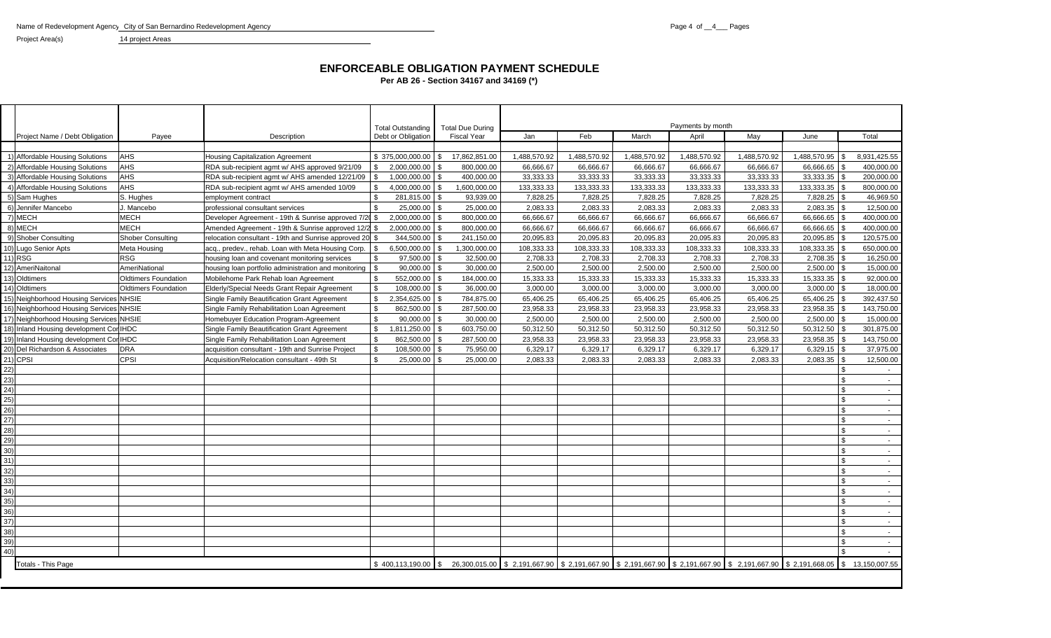Name of Redevelopment Agency City of San Bernardino Redevelopment Agency

Project Area(s) 14 project Areas

# ENFORCEABLE OBLIGATION PAYMENT SCHEDULE

**Per AB 26 - Section 34167 and 34169 (*)**

| | Project Name / Debt Obligation | Payee | Description | Total Outstanding Debt or Obligation | Total Due During Fiscal Year | Payments by month Jan | Feb | March | April | May | June | Total |
|---|---|---|---|---|---|---|---|---|---|---|---|---|
| 1) | Affordable Housing Solutions | AHS | Housing Capitalization Agreement | $ 375,000,000.00 | $ 17,862,851.00 | 1,488,570.92 | 1,488,570.92 | 1,488,570.92 | 1,488,570.92 | 1,488,570.92 | 1,488,570.95 | $ 8,931,425.55 |
| 2) | Affordable Housing Solutions | AHS | RDA sub-recipient agmt w/ AHS approved 9/21/09 | $ 2,000,000.00 | $ 800,000.00 | 66,666.67 | 66,666.67 | 66,666.67 | 66,666.67 | 66,666.67 | 66,666.65 | $ 400,000.00 |
| 3) | Affordable Housing Solutions | AHS | RDA sub-recipient agmt w/ AHS amended 12/21/09 | $ 1,000,000.00 | $ 400,000.00 | 33,333.33 | 33,333.33 | 33,333.33 | 33,333.33 | 33,333.33 | 33,333.35 | $ 200,000.00 |
| 4) | Affordable Housing Solutions | AHS | RDA sub-recipient agmt w/ AHS amended 10/09 | $ 4,000,000.00 | $ 1,600,000.00 | 133,333.33 | 133,333.33 | 133,333.33 | 133,333.33 | 133,333.33 | 133,333.35 | $ 800,000.00 |
| 5) | Sam Hughes | S. Hughes | employment contract | $ 281,815.00 | $ 93,939.00 | 7,828.25 | 7,828.25 | 7,828.25 | 7,828.25 | 7,828.25 | 7,828.25 | $ 46,969.50 |
| 6) | Jennifer Mancebo | J. Mancebo | professional consultant services | $ 25,000.00 | $ 25,000.00 | 2,083.33 | 2,083.33 | 2,083.33 | 2,083.33 | 2,083.33 | 2,083.35 | $ 12,500.00 |
| 7) | MECH | MECH | Developer Agreement - 19th & Sunrise approved 7/20 | $ 2,000,000.00 | $ 800,000.00 | 66,666.67 | 66,666.67 | 66,666.67 | 66,666.67 | 66,666.67 | 66,666.65 | $ 400,000.00 |
| 8) | MECH | MECH | Amended Agreement - 19th & Sunrise approved 12/2 | $ 2,000,000.00 | $ 800,000.00 | 66,666.67 | 66,666.67 | 66,666.67 | 66,666.67 | 66,666.67 | 66,666.65 | $ 400,000.00 |
| 9) | Shober Consulting | Shober Consulting | relocation consultant - 19th and Sunrise approved 20 | $ 344,500.00 | $ 241,150.00 | 20,095.83 | 20,095.83 | 20,095.83 | 20,095.83 | 20,095.83 | 20,095.85 | $ 120,575.00 |
| 10) | Lugo Senior Apts | Meta Housing | acq., predev., rehab. Loan with Meta Housing Corp. | $ 6,500,000.00 | $ 1,300,000.00 | 108,333.33 | 108,333.33 | 108,333.33 | 108,333.33 | 108,333.33 | 108,333.35 | $ 650,000.00 |
| 11) | RSG | RSG | housing loan and covenant monitoring services | $ 97,500.00 | $ 32,500.00 | 2,708.33 | 2,708.33 | 2,708.33 | 2,708.33 | 2,708.33 | 2,708.35 | $ 16,250.00 |
| 12) | AmeriNaitonal | AmeriNational | housing loan portfolio administration and monitoring | $ 90,000.00 | $ 30,000.00 | 2,500.00 | 2,500.00 | 2,500.00 | 2,500.00 | 2,500.00 | 2,500.00 | $ 15,000.00 |
| 13) | Oldtimers | Oldtimers Foundation | Mobilehome Park Rehab loan Agreement | $ 552,000.00 | $ 184,000.00 | 15,333.33 | 15,333.33 | 15,333.33 | 15,333.33 | 15,333.33 | 15,333.35 | $ 92,000.00 |
| 14) | Oldtimers | Oldtimers Foundation | Elderly/Special Needs Grant Repair Agreement | $ 108,000.00 | $ 36,000.00 | 3,000.00 | 3,000.00 | 3,000.00 | 3,000.00 | 3,000.00 | 3,000.00 | $ 18,000.00 |
| 15) | Neighborhood Housing Services | NHSIE | Single Family Beautification Grant Agreement | $ 2,354,625.00 | $ 784,875.00 | 65,406.25 | 65,406.25 | 65,406.25 | 65,406.25 | 65,406.25 | 65,406.25 | $ 392,437.50 |
| 16) | Neighborhood Housing Services | NHSIE | Single Family Rehabilitation Loan Agreement | $ 862,500.00 | $ 287,500.00 | 23,958.33 | 23,958.33 | 23,958.33 | 23,958.33 | 23,958.33 | 23,958.35 | $ 143,750.00 |
| 17) | Neighborhood Housing Services | NHSIE | Homebuyer Education Program-Agreement | $ 90,000.00 | $ 30,000.00 | 2,500.00 | 2,500.00 | 2,500.00 | 2,500.00 | 2,500.00 | 2,500.00 | $ 15,000.00 |
| 18) | Inland Housing development Cor | IHDC | Single Family Beautification Grant Agreement | $ 1,811,250.00 | $ 603,750.00 | 50,312.50 | 50,312.50 | 50,312.50 | 50,312.50 | 50,312.50 | 50,312.50 | $ 301,875.00 |
| 19) | Inland Housing development Cor | IHDC | Single Family Rehabilitation Loan Agreement | $ 862,500.00 | $ 287,500.00 | 23,958.33 | 23,958.33 | 23,958.33 | 23,958.33 | 23,958.33 | 23,958.35 | $ 143,750.00 |
| 20) | Del Richardson & Associates | DRA | acquisition consultant - 19th and Sunrise Project | $ 108,500.00 | $ 75,950.00 | 6,329.17 | 6,329.17 | 6,329.17 | 6,329.17 | 6,329.17 | 6,329.15 | $ 37,975.00 |
| 21) | CPSI | CPSI | Acquisition/Relocation consultant - 49th St | $ 25,000.00 | $ 25,000.00 | 2,083.33 | 2,083.33 | 2,083.33 | 2,083.33 | 2,083.33 | 2,083.35 | $ 12,500.00 |
| 22) | | | | | | | | | | | | $ - |
| 23) | | | | | | | | | | | | $ - |
| 24) | | | | | | | | | | | | $ - |
| 25) | | | | | | | | | | | | $ - |
| 26) | | | | | | | | | | | | $ - |
| 27) | | | | | | | | | | | | $ - |
| 28) | | | | | | | | | | | | $ - |
| 29) | | | | | | | | | | | | $ - |
| 30) | | | | | | | | | | | | $ - |
| 31) | | | | | | | | | | | | $ - |
| 32) | | | | | | | | | | | | $ - |
| 33) | | | | | | | | | | | | $ - |
| 34) | | | | | | | | | | | | $ - |
| 35) | | | | | | | | | | | | $ - |
| 36) | | | | | | | | | | | | $ - |
| 37) | | | | | | | | | | | | $ - |
| 38) | | | | | | | | | | | | $ - |
| 39) | | | | | | | | | | | | $ - |
| 40) | | | | | | | | | | | | $ - |
| | Totals - This Page | | | $ 400,113,190.00 | $ 26,300,015.00 | $ 2,191,667.90 | $ 2,191,667.90 | $ 2,191,667.90 | $ 2,191,667.90 | $ 2,191,667.90 | $ 2,191,668.05 | $ 13,150,007.55 |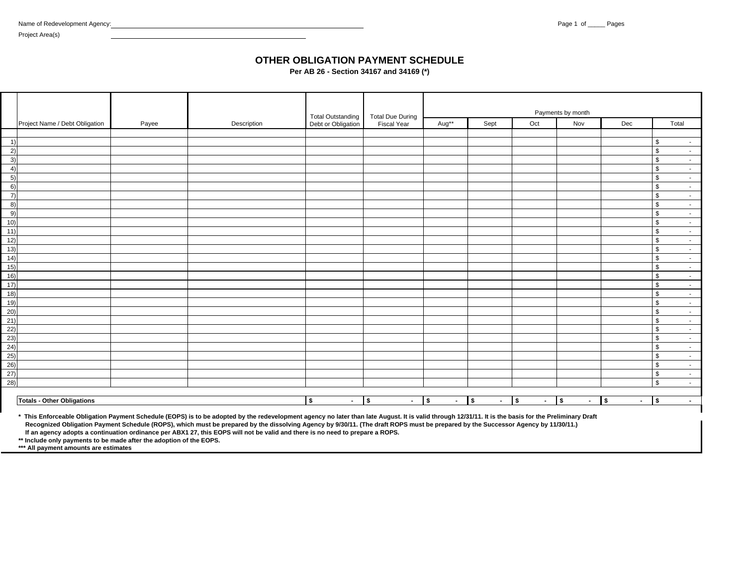Name of Redevelopment Agency: ______________________________

Project Area(s) ______________________________

Page 1 of _____ Pages

# OTHER OBLIGATION PAYMENT SCHEDULE

**Per AB 26 - Section 34167 and 34169 (*)**

| | Project Name / Debt Obligation | Payee | Description | Total Outstanding Debt or Obligation | Total Due During Fiscal Year | Payments by month | | | | | |
|---|---|---|---|---|---|---|---|---|---|---|---|
| | | | | | | Aug** | Sept | Oct | Nov | Dec | Total |
| 1) | | | | | | | | | | | $ - |
| 2) | | | | | | | | | | | $ - |
| 3) | | | | | | | | | | | $ - |
| 4) | | | | | | | | | | | $ - |
| 5) | | | | | | | | | | | $ - |
| 6) | | | | | | | | | | | $ - |
| 7) | | | | | | | | | | | $ - |
| 8) | | | | | | | | | | | $ - |
| 9) | | | | | | | | | | | $ - |
| 10) | | | | | | | | | | | $ - |
| 11) | | | | | | | | | | | $ - |
| 12) | | | | | | | | | | | $ - |
| 13) | | | | | | | | | | | $ - |
| 14) | | | | | | | | | | | $ - |
| 15) | | | | | | | | | | | $ - |
| 16) | | | | | | | | | | | $ - |
| 17) | | | | | | | | | | | $ - |
| 18) | | | | | | | | | | | $ - |
| 19) | | | | | | | | | | | $ - |
| 20) | | | | | | | | | | | $ - |
| 21) | | | | | | | | | | | $ - |
| 22) | | | | | | | | | | | $ - |
| 23) | | | | | | | | | | | $ - |
| 24) | | | | | | | | | | | $ - |
| 25) | | | | | | | | | | | $ - |
| 26) | | | | | | | | | | | $ - |
| 27) | | | | | | | | | | | $ - |
| 28) | | | | | | | | | | | $ - |
| | **Totals - Other Obligations** | | | **$ -** | **$ -** | **$ -** | **$ -** | **$ -** | **$ -** | **$ -** | **$ -** |

**\* This Enforceable Obligation Payment Schedule (EOPS) is to be adopted by the redevelopment agency no later than late August. It is valid through 12/31/11. It is the basis for the Preliminary Draft Recognized Obligation Payment Schedule (ROPS), which must be prepared by the dissolving Agency by 9/30/11. (The draft ROPS must be prepared by the Successor Agency by 11/30/11.) If an agency adopts a continuation ordinance per ABX1 27, this EOPS will not be valid and there is no need to prepare a ROPS.**

**\*\* Include only payments to be made after the adoption of the EOPS.**

**\*\*\* All payment amounts are estimates**